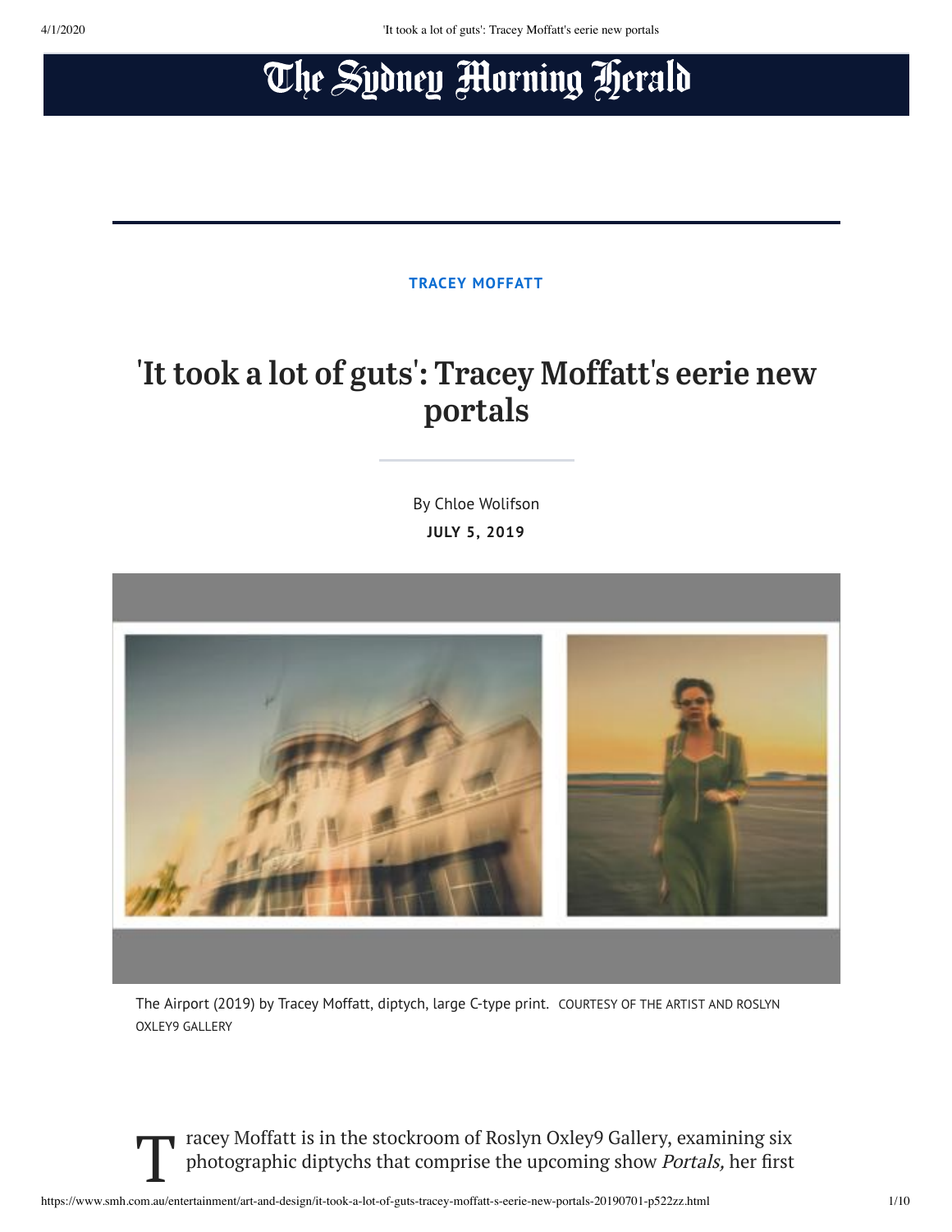# The Sydney Morning Herald

TRACEY MOFFATT

## 'It took a lot of guts': Tracey Moffatt's eerie new portals

By Chloe Wolifson

**JULY 5, 2019**

The Airport (2019) by Tracey Moffatt, diptych, large C-type print. COURTESY OF THE ARTIST AND ROSLYN OXLEY9 GALLERY

Tracey Moffatt is in the stockroom of Roslyn Oxley9 Gallery, examining six photographic diptychs that comprise the upcoming show *Portals,* her first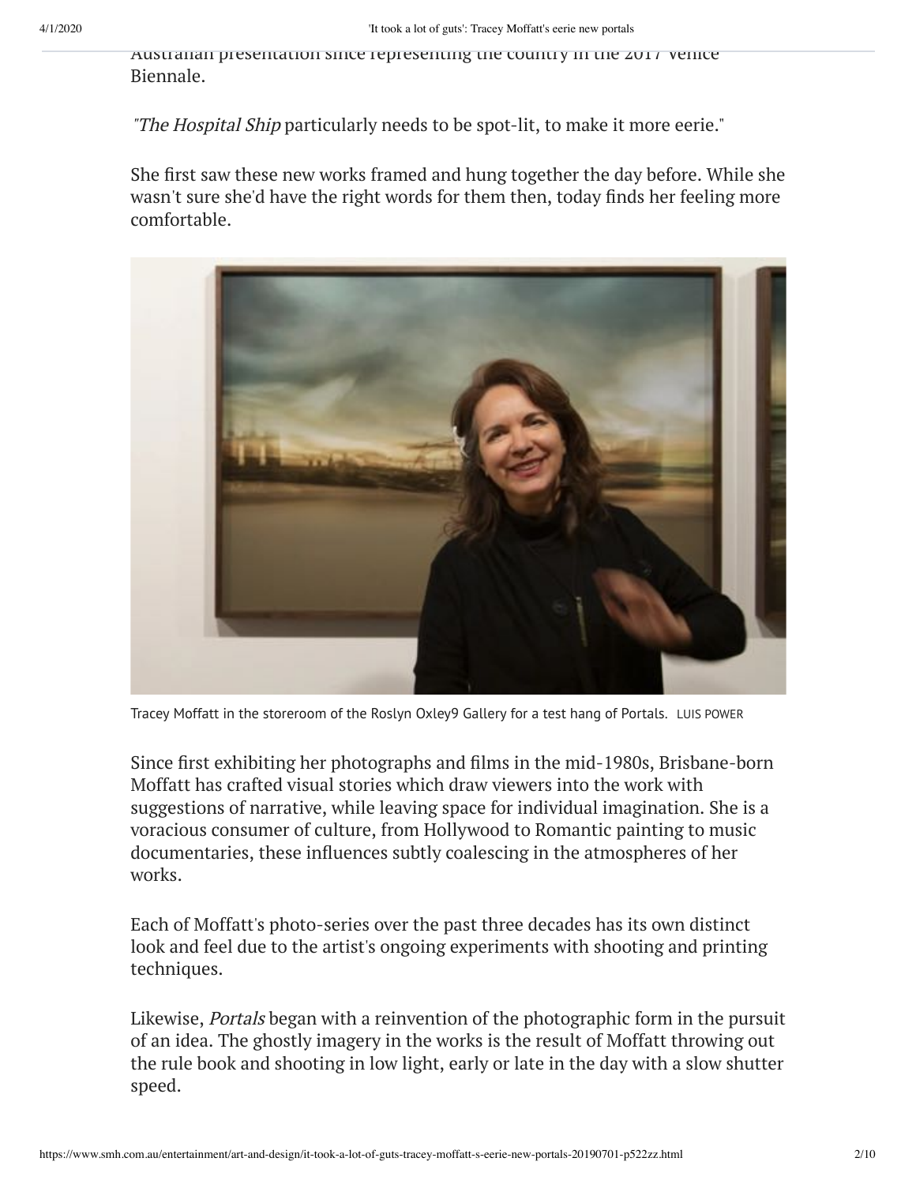Australian presentation since representing the country in the 2017 Venice Biennale.

"*The Hospital Ship* particularly needs to be spot-lit, to make it more eerie."

She first saw these new works framed and hung together the day before. While she wasn't sure she'd have the right words for them then, today finds her feeling more comfortable.

Tracey Moffatt in the storeroom of the Roslyn Oxley9 Gallery for a test hang of Portals. LUIS POWER

Since first exhibiting her photographs and films in the mid-1980s, Brisbane-born Moffatt has crafted visual stories which draw viewers into the work with suggestions of narrative, while leaving space for individual imagination. She is a voracious consumer of culture, from Hollywood to Romantic painting to music documentaries, these influences subtly coalescing in the atmospheres of her works.

Each of Moffatt's photo-series over the past three decades has its own distinct look and feel due to the artist's ongoing experiments with shooting and printing techniques.

Likewise, *Portals* began with a reinvention of the photographic form in the pursuit of an idea. The ghostly imagery in the works is the result of Moffatt throwing out the rule book and shooting in low light, early or late in the day with a slow shutter speed.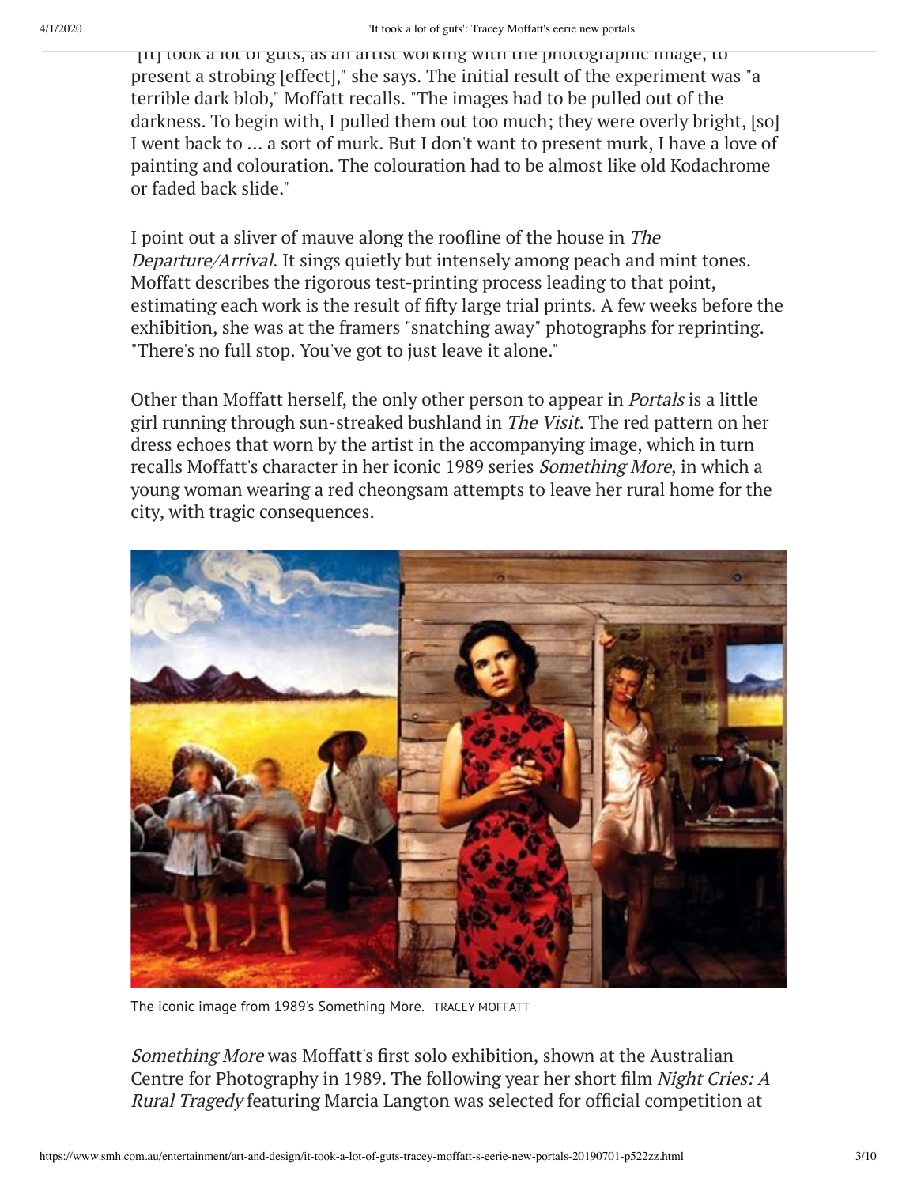"[It] took a lot of guts, as an artist working with the photographic image, to present a strobing [effect]," she says. The initial result of the experiment was "a terrible dark blob," Moffatt recalls. "The images had to be pulled out of the darkness. To begin with, I pulled them out too much; they were overly bright, [so] I went back to ... a sort of murk. But I don't want to present murk, I have a love of painting and colouration. The colouration had to be almost like old Kodachrome or faded back slide."

I point out a sliver of mauve along the roofline of the house in *The Departure/Arrival*. It sings quietly but intensely among peach and mint tones. Moffatt describes the rigorous test-printing process leading to that point, estimating each work is the result of fifty large trial prints. A few weeks before the exhibition, she was at the framers "snatching away" photographs for reprinting. "There's no full stop. You've got to just leave it alone."

Other than Moffatt herself, the only other person to appear in *Portals* is a little girl running through sun-streaked bushland in *The Visit*. The red pattern on her dress echoes that worn by the artist in the accompanying image, which in turn recalls Moffatt's character in her iconic 1989 series *Something More*, in which a young woman wearing a red cheongsam attempts to leave her rural home for the city, with tragic consequences.

The iconic image from 1989's Something More. TRACEY MOFFATT

*Something More* was Moffatt's first solo exhibition, shown at the Australian Centre for Photography in 1989. The following year her short film *Night Cries: A Rural Tragedy* featuring Marcia Langton was selected for official competition at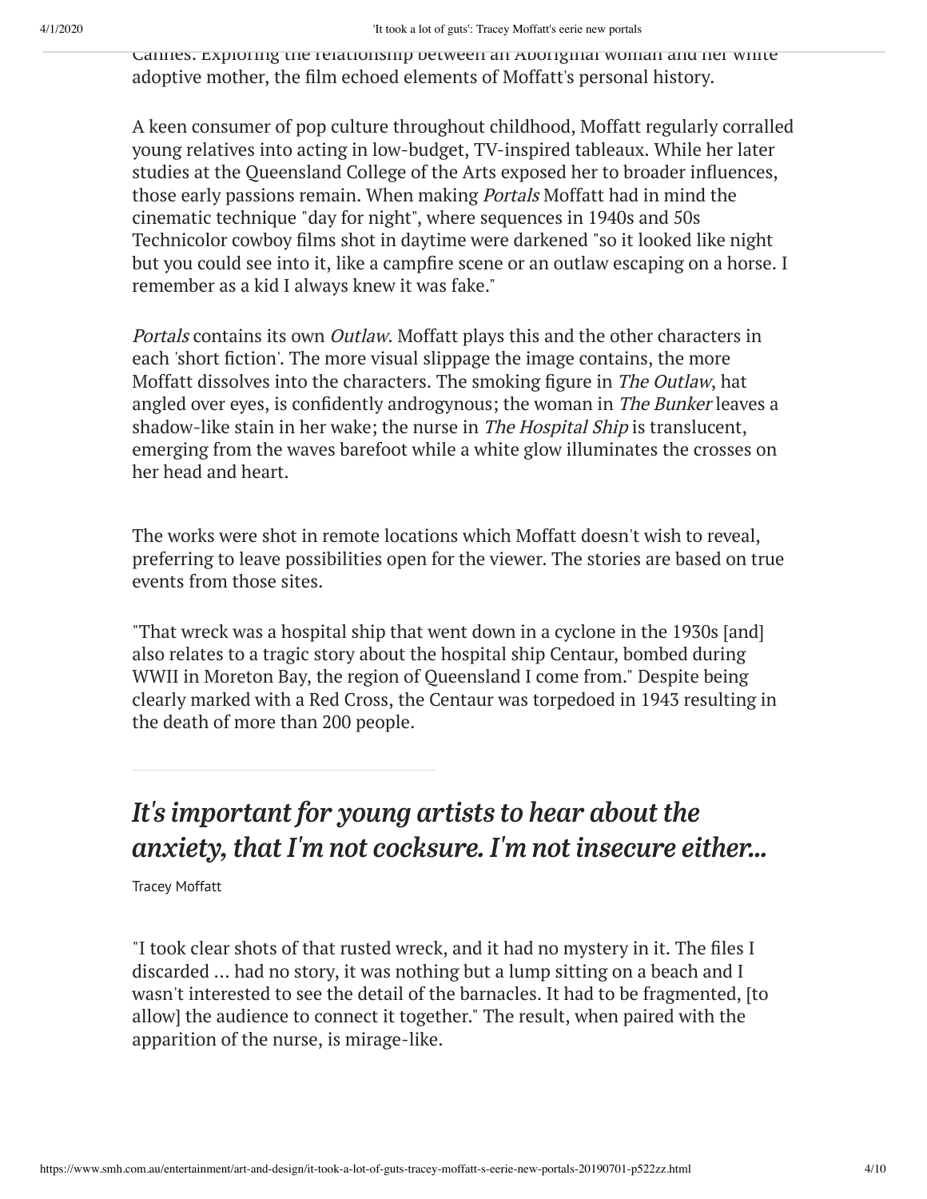Cannes. Exploring the relationship between an Aboriginal woman and her white adoptive mother, the film echoed elements of Moffatt's personal history.

A keen consumer of pop culture throughout childhood, Moffatt regularly corralled young relatives into acting in low-budget, TV-inspired tableaux. While her later studies at the Queensland College of the Arts exposed her to broader influences, those early passions remain. When making *Portals* Moffatt had in mind the cinematic technique "day for night", where sequences in 1940s and 50s Technicolor cowboy films shot in daytime were darkened "so it looked like night but you could see into it, like a campfire scene or an outlaw escaping on a horse. I remember as a kid I always knew it was fake."

*Portals* contains its own *Outlaw*. Moffatt plays this and the other characters in each 'short fiction'. The more visual slippage the image contains, the more Moffatt dissolves into the characters. The smoking figure in *The Outlaw*, hat angled over eyes, is confidently androgynous; the woman in *The Bunker* leaves a shadow-like stain in her wake; the nurse in *The Hospital Ship* is translucent, emerging from the waves barefoot while a white glow illuminates the crosses on her head and heart.

The works were shot in remote locations which Moffatt doesn't wish to reveal, preferring to leave possibilities open for the viewer. The stories are based on true events from those sites.

"That wreck was a hospital ship that went down in a cyclone in the 1930s [and] also relates to a tragic story about the hospital ship Centaur, bombed during WWII in Moreton Bay, the region of Queensland I come from." Despite being clearly marked with a Red Cross, the Centaur was torpedoed in 1943 resulting in the death of more than 200 people.

> ***It's important for young artists to hear about the anxiety, that I'm not cocksure. I'm not insecure either...***
>
> Tracey Moffatt

"I took clear shots of that rusted wreck, and it had no mystery in it. The files I discarded ... had no story, it was nothing but a lump sitting on a beach and I wasn't interested to see the detail of the barnacles. It had to be fragmented, [to allow] the audience to connect it together." The result, when paired with the apparition of the nurse, is mirage-like.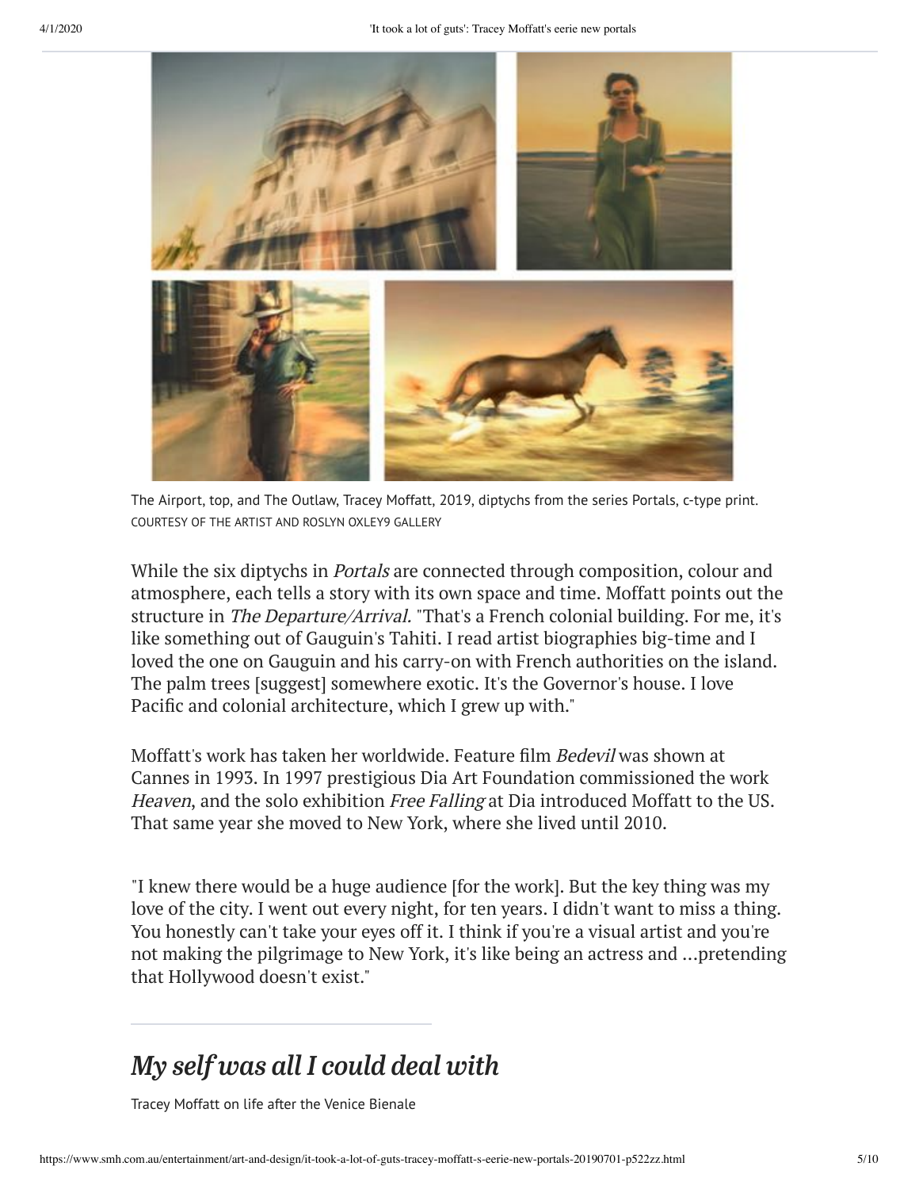The Airport, top, and The Outlaw, Tracey Moffatt, 2019, diptychs from the series Portals, c-type print.
COURTESY OF THE ARTIST AND ROSLYN OXLEY9 GALLERY

While the six diptychs in *Portals* are connected through composition, colour and atmosphere, each tells a story with its own space and time. Moffatt points out the structure in *The Departure/Arrival.* "That's a French colonial building. For me, it's like something out of Gauguin's Tahiti. I read artist biographies big-time and I loved the one on Gauguin and his carry-on with French authorities on the island. The palm trees [suggest] somewhere exotic. It's the Governor's house. I love Pacific and colonial architecture, which I grew up with."

Moffatt's work has taken her worldwide. Feature film *Bedevil* was shown at Cannes in 1993. In 1997 prestigious Dia Art Foundation commissioned the work *Heaven*, and the solo exhibition *Free Falling* at Dia introduced Moffatt to the US. That same year she moved to New York, where she lived until 2010.

"I knew there would be a huge audience [for the work]. But the key thing was my love of the city. I went out every night, for ten years. I didn't want to miss a thing. You honestly can't take your eyes off it. I think if you're a visual artist and you're not making the pilgrimage to New York, it's like being an actress and ...pretending that Hollywood doesn't exist."

---

## *My self was all I could deal with*

Tracey Moffatt on life after the Venice Bienale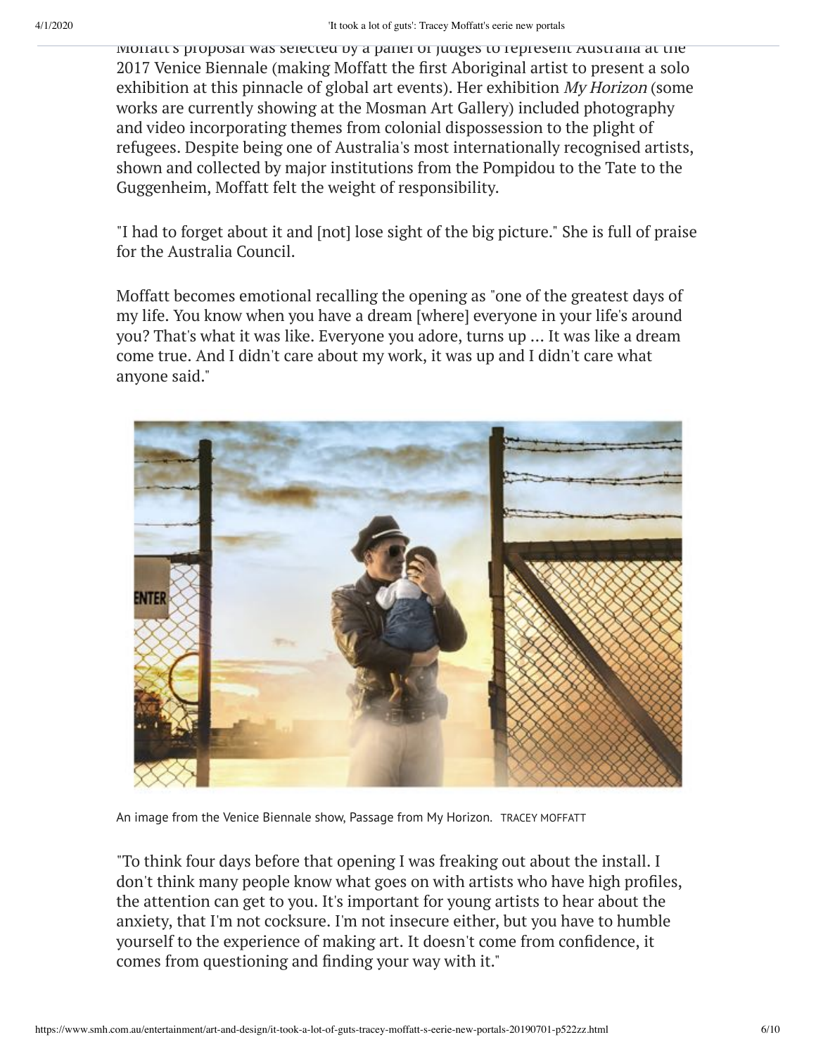Moffatt's proposal was selected by a panel of judges to represent Australia at the 2017 Venice Biennale (making Moffatt the first Aboriginal artist to present a solo exhibition at this pinnacle of global art events). Her exhibition *My Horizon* (some works are currently showing at the Mosman Art Gallery) included photography and video incorporating themes from colonial dispossession to the plight of refugees. Despite being one of Australia's most internationally recognised artists, shown and collected by major institutions from the Pompidou to the Tate to the Guggenheim, Moffatt felt the weight of responsibility.

"I had to forget about it and [not] lose sight of the big picture." She is full of praise for the Australia Council.

Moffatt becomes emotional recalling the opening as "one of the greatest days of my life. You know when you have a dream [where] everyone in your life's around you? That's what it was like. Everyone you adore, turns up ... It was like a dream come true. And I didn't care about my work, it was up and I didn't care what anyone said."

An image from the Venice Biennale show, Passage from My Horizon. TRACEY MOFFATT

"To think four days before that opening I was freaking out about the install. I don't think many people know what goes on with artists who have high profiles, the attention can get to you. It's important for young artists to hear about the anxiety, that I'm not cocksure. I'm not insecure either, but you have to humble yourself to the experience of making art. It doesn't come from confidence, it comes from questioning and finding your way with it."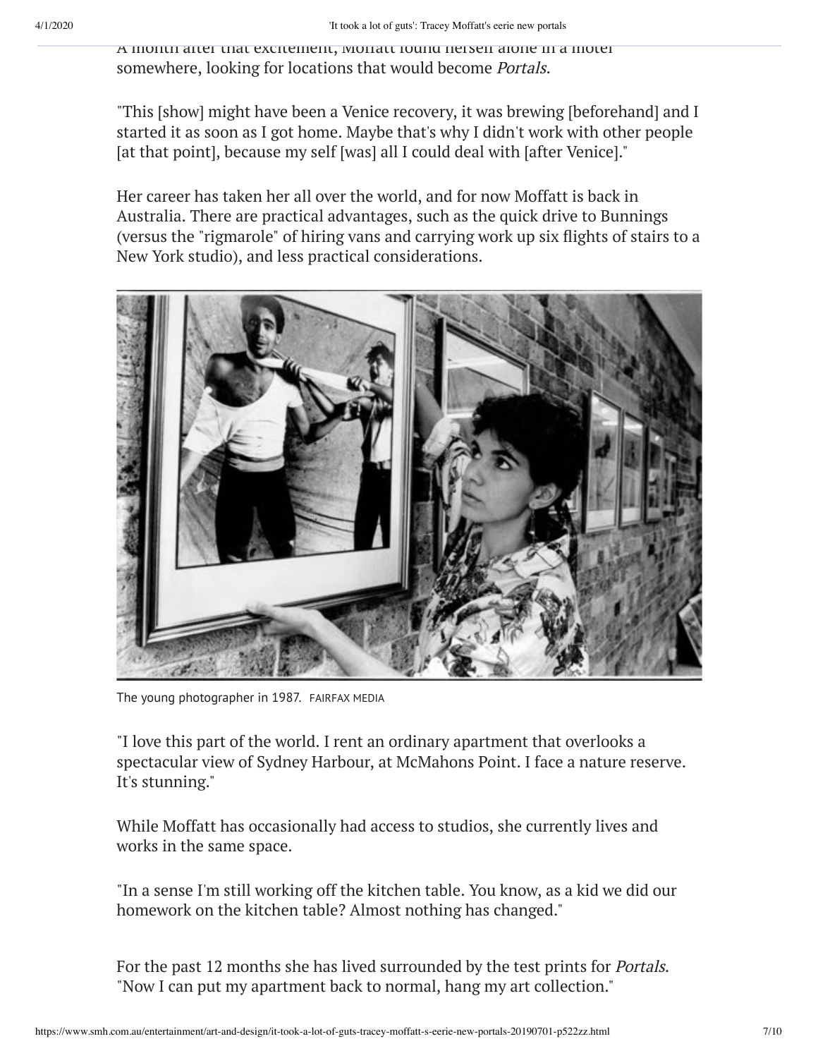A month after that excitement, Moffatt found herself alone in a motel somewhere, looking for locations that would become *Portals*.

"This [show] might have been a Venice recovery, it was brewing [beforehand] and I started it as soon as I got home. Maybe that's why I didn't work with other people [at that point], because my self [was] all I could deal with [after Venice]."

Her career has taken her all over the world, and for now Moffatt is back in Australia. There are practical advantages, such as the quick drive to Bunnings (versus the "rigmarole" of hiring vans and carrying work up six flights of stairs to a New York studio), and less practical considerations.

The young photographer in 1987. FAIRFAX MEDIA

"I love this part of the world. I rent an ordinary apartment that overlooks a spectacular view of Sydney Harbour, at McMahons Point. I face a nature reserve. It's stunning."

While Moffatt has occasionally had access to studios, she currently lives and works in the same space.

"In a sense I'm still working off the kitchen table. You know, as a kid we did our homework on the kitchen table? Almost nothing has changed."

For the past 12 months she has lived surrounded by the test prints for *Portals*. "Now I can put my apartment back to normal, hang my art collection."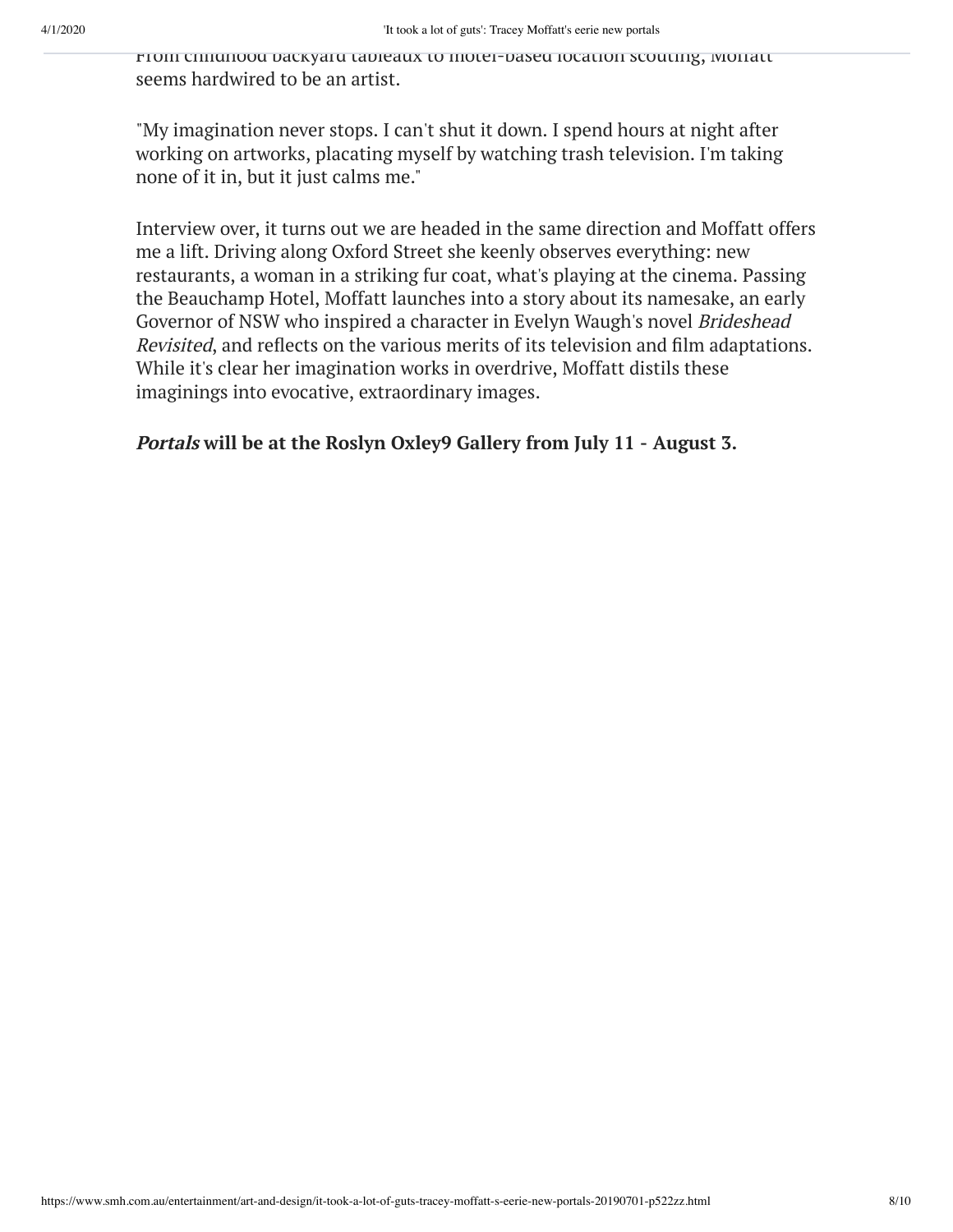From childhood backyard tableaux to motel-based location scouting, Moffatt seems hardwired to be an artist.

"My imagination never stops. I can't shut it down. I spend hours at night after working on artworks, placating myself by watching trash television. I'm taking none of it in, but it just calms me."

Interview over, it turns out we are headed in the same direction and Moffatt offers me a lift. Driving along Oxford Street she keenly observes everything: new restaurants, a woman in a striking fur coat, what's playing at the cinema. Passing the Beauchamp Hotel, Moffatt launches into a story about its namesake, an early Governor of NSW who inspired a character in Evelyn Waugh's novel *Brideshead Revisited*, and reflects on the various merits of its television and film adaptations. While it's clear her imagination works in overdrive, Moffatt distils these imaginings into evocative, extraordinary images.

***Portals* will be at the Roslyn Oxley9 Gallery from July 11 - August 3.**